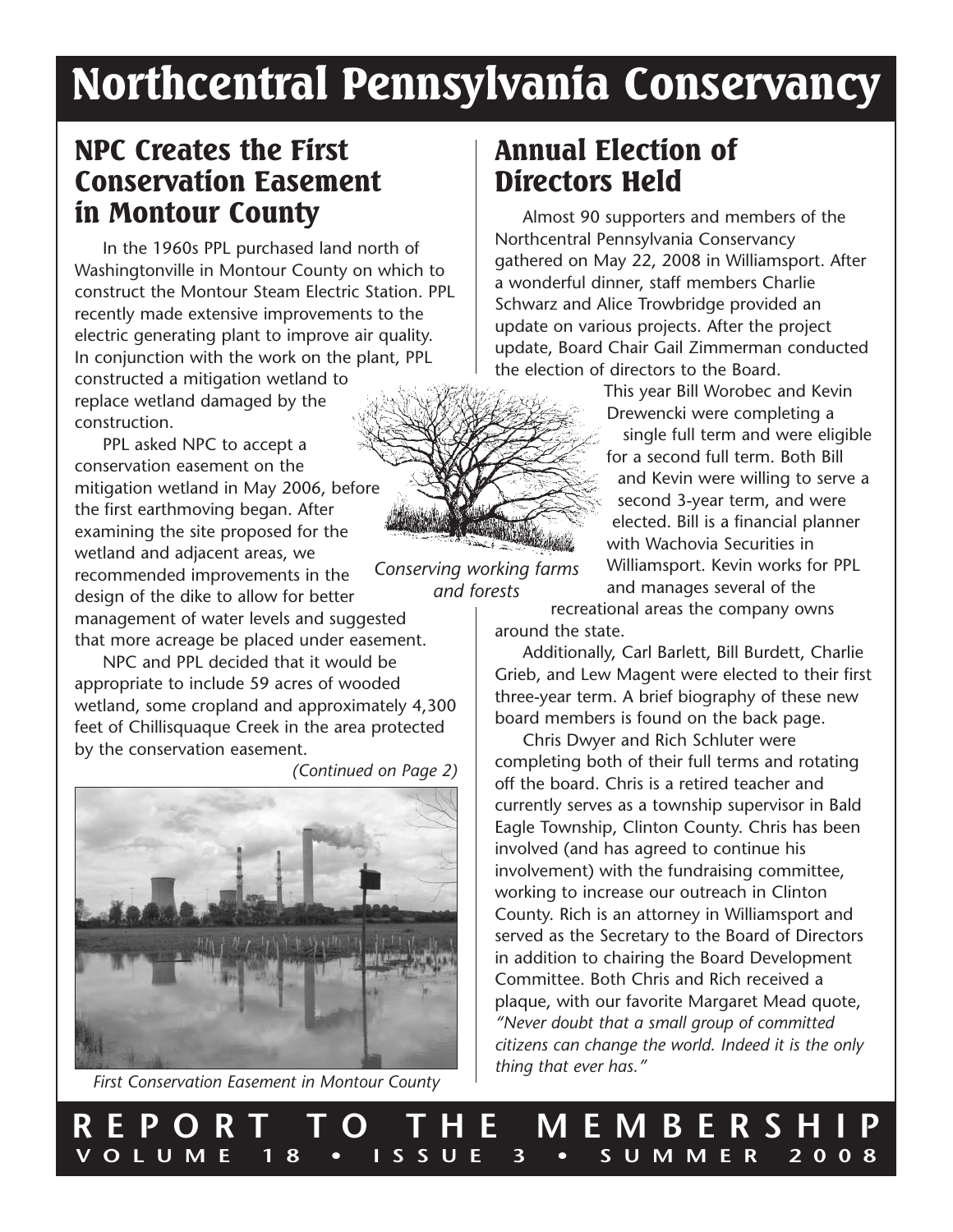# Northcentral Pennsylvania Conservancy

## NPC Creates the First Conservation Easement in Montour County

In the 1960s PPL purchased land north of Washingtonville in Montour County on which to construct the Montour Steam Electric Station. PPL recently made extensive improvements to the electric generating plant to improve air quality. In conjunction with the work on the plant, PPL constructed a mitigation wetland to replace wetland damaged by the construction.

PPL asked NPC to accept a conservation easement on the mitigation wetland in May 2006, before the first earthmoving began. After examining the site proposed for the wetland and adjacent areas, we recommended improvements in the design of the dike to allow for better management of water levels and suggested that more acreage be placed under easement.

NPC and PPL decided that it would be appropriate to include 59 acres of wooded wetland, some cropland and approximately 4,300 feet of Chillisquaque Creek in the area protected by the conservation easement.

*(Continued on Page 2)*

*First Conservation Easement in Montour County*

*Conserving working farms and forests*

## Annual Election of Directors Held

Almost 90 supporters and members of the Northcentral Pennsylvania Conservancy gathered on May 22, 2008 in Williamsport. After a wonderful dinner, staff members Charlie Schwarz and Alice Trowbridge provided an update on various projects. After the project update, Board Chair Gail Zimmerman conducted the election of directors to the Board.

This year Bill Worobec and Kevin Drewencki were completing a single full term and were eligible for a second full term. Both Bill and Kevin were willing to serve a second 3-year term, and were elected. Bill is a financial planner with Wachovia Securities in Williamsport. Kevin works for PPL and manages several of the recreational areas the company owns around the state.

Additionally, Carl Barlett, Bill Burdett, Charlie Grieb, and Lew Magent were elected to their first three-year term. A brief biography of these new board members is found on the back page.

Chris Dwyer and Rich Schluter were completing both of their full terms and rotating off the board. Chris is a retired teacher and currently serves as a township supervisor in Bald Eagle Township, Clinton County. Chris has been involved (and has agreed to continue his involvement) with the fundraising committee, working to increase our outreach in Clinton County. Rich is an attorney in Williamsport and served as the Secretary to the Board of Directors in addition to chairing the Board Development Committee. Both Chris and Rich received a plaque, with our favorite Margaret Mead quote, *"Never doubt that a small group of committed citizens can change the world. Indeed it is the only thing that ever has."*

**REPORT TO THE MEMBERSHIP**
**VOLUME 18 • ISSUE 3 • SUMMER 2008**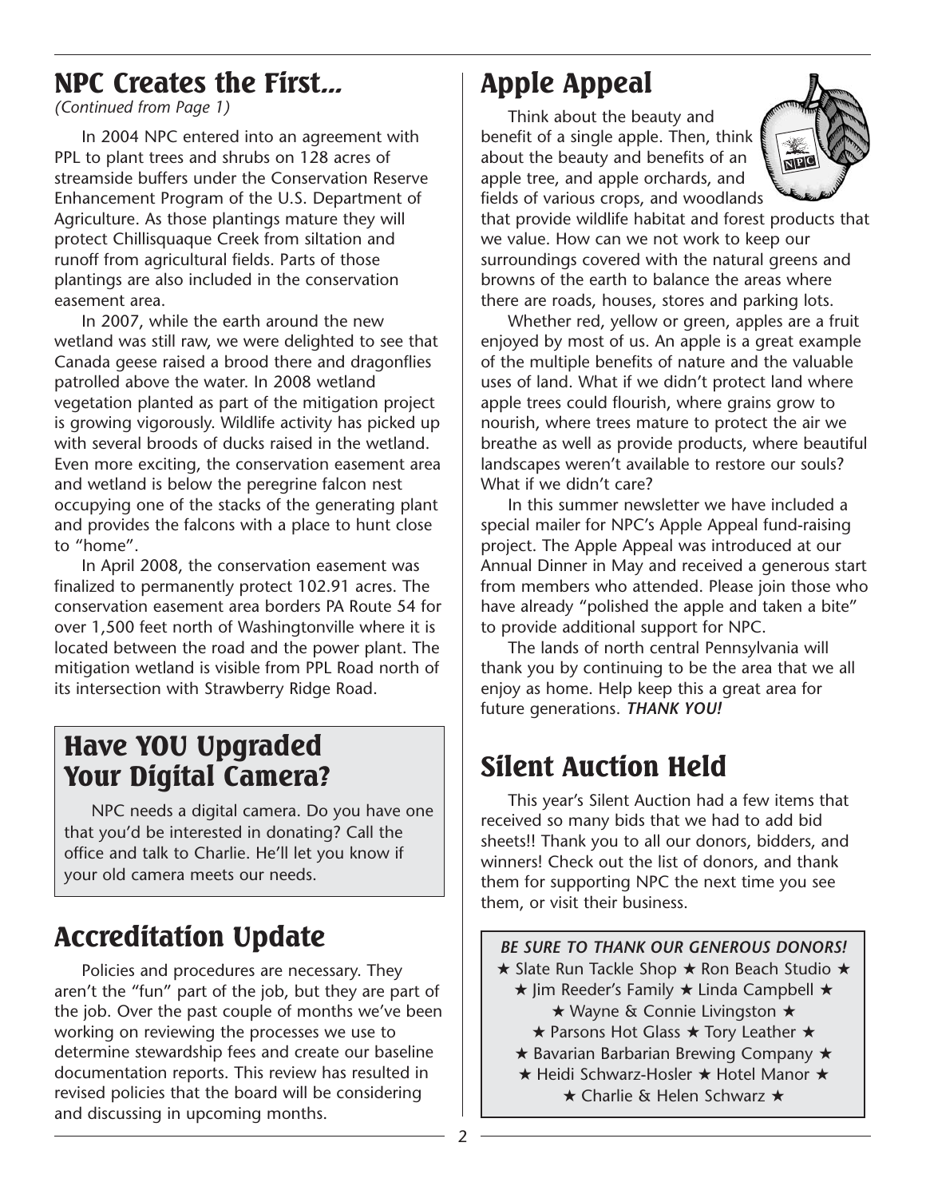## NPC Creates the First...

*(Continued from Page 1)*

In 2004 NPC entered into an agreement with PPL to plant trees and shrubs on 128 acres of streamside buffers under the Conservation Reserve Enhancement Program of the U.S. Department of Agriculture. As those plantings mature they will protect Chillisquaque Creek from siltation and runoff from agricultural fields. Parts of those plantings are also included in the conservation easement area.

In 2007, while the earth around the new wetland was still raw, we were delighted to see that Canada geese raised a brood there and dragonflies patrolled above the water. In 2008 wetland vegetation planted as part of the mitigation project is growing vigorously. Wildlife activity has picked up with several broods of ducks raised in the wetland. Even more exciting, the conservation easement area and wetland is below the peregrine falcon nest occupying one of the stacks of the generating plant and provides the falcons with a place to hunt close to "home".

In April 2008, the conservation easement was finalized to permanently protect 102.91 acres. The conservation easement area borders PA Route 54 for over 1,500 feet north of Washingtonville where it is located between the road and the power plant. The mitigation wetland is visible from PPL Road north of its intersection with Strawberry Ridge Road.

## Have YOU Upgraded Your Digital Camera?

NPC needs a digital camera. Do you have one that you'd be interested in donating? Call the office and talk to Charlie. He'll let you know if your old camera meets our needs.

## Accreditation Update

Policies and procedures are necessary. They aren't the "fun" part of the job, but they are part of the job. Over the past couple of months we've been working on reviewing the processes we use to determine stewardship fees and create our baseline documentation reports. This review has resulted in revised policies that the board will be considering and discussing in upcoming months.

## Apple Appeal

Think about the beauty and benefit of a single apple. Then, think about the beauty and benefits of an apple tree, and apple orchards, and fields of various crops, and woodlands that provide wildlife habitat and forest products that we value. How can we not work to keep our surroundings covered with the natural greens and browns of the earth to balance the areas where there are roads, houses, stores and parking lots.

Whether red, yellow or green, apples are a fruit enjoyed by most of us. An apple is a great example of the multiple benefits of nature and the valuable uses of land. What if we didn't protect land where apple trees could flourish, where grains grow to nourish, where trees mature to protect the air we breathe as well as provide products, where beautiful landscapes weren't available to restore our souls? What if we didn't care?

In this summer newsletter we have included a special mailer for NPC's Apple Appeal fund-raising project. The Apple Appeal was introduced at our Annual Dinner in May and received a generous start from members who attended. Please join those who have already "polished the apple and taken a bite" to provide additional support for NPC.

The lands of north central Pennsylvania will thank you by continuing to be the area that we all enjoy as home. Help keep this a great area for future generations. ***THANK YOU!***

## Silent Auction Held

This year's Silent Auction had a few items that received so many bids that we had to add bid sheets!! Thank you to all our donors, bidders, and winners! Check out the list of donors, and thank them for supporting NPC the next time you see them, or visit their business.

***BE SURE TO THANK OUR GENEROUS DONORS!***

★ Slate Run Tackle Shop ★ Ron Beach Studio ★
★ Jim Reeder's Family ★ Linda Campbell ★
★ Wayne & Connie Livingston ★
★ Parsons Hot Glass ★ Tory Leather ★
★ Bavarian Barbarian Brewing Company ★
★ Heidi Schwarz-Hosler ★ Hotel Manor ★
★ Charlie & Helen Schwarz ★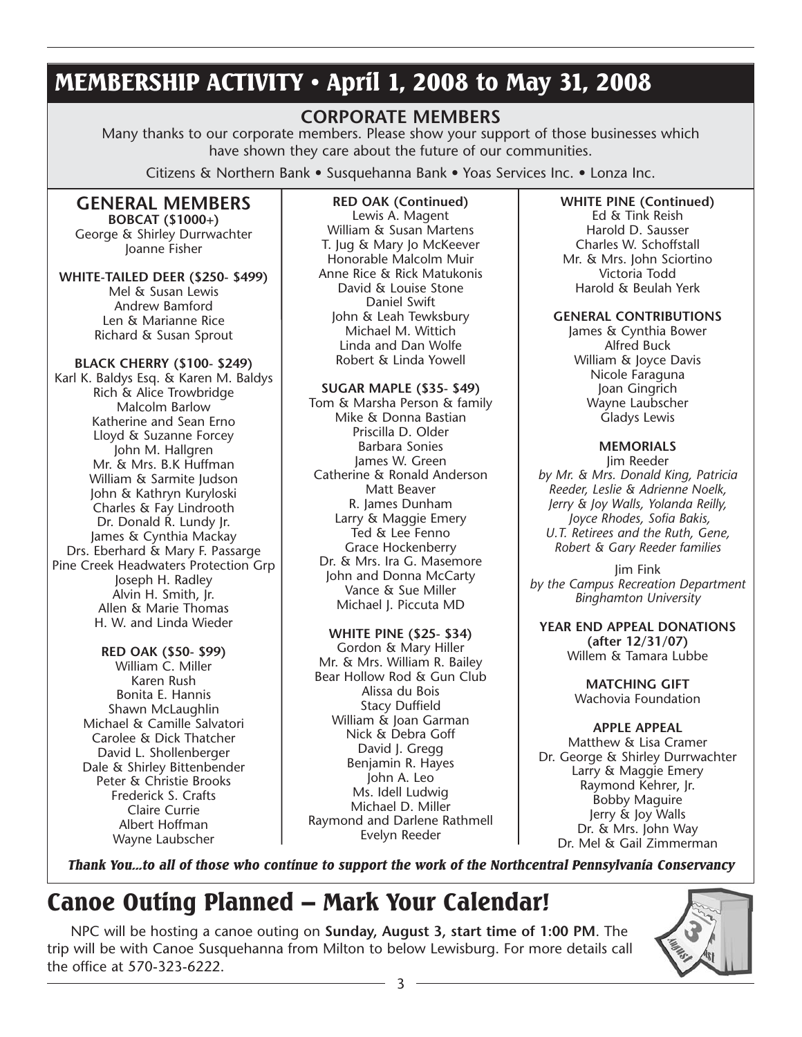# MEMBERSHIP ACTIVITY • April 1, 2008 to May 31, 2008

## CORPORATE MEMBERS

Many thanks to our corporate members. Please show your support of those businesses which have shown they care about the future of our communities.

Citizens & Northern Bank • Susquehanna Bank • Yoas Services Inc. • Lonza Inc.

## GENERAL MEMBERS

**BOBCAT ($1000+)**

George & Shirley Durrwachter
Joanne Fisher

**WHITE-TAILED DEER ($250- $499)**

Mel & Susan Lewis
Andrew Bamford
Len & Marianne Rice
Richard & Susan Sprout

**BLACK CHERRY ($100- $249)**

Karl K. Baldys Esq. & Karen M. Baldys
Rich & Alice Trowbridge
Malcolm Barlow
Katherine and Sean Erno
Lloyd & Suzanne Forcey
John M. Hallgren
Mr. & Mrs. B.K Huffman
William & Sarmite Judson
John & Kathryn Kuryloski
Charles & Fay Lindrooth
Dr. Donald R. Lundy Jr.
James & Cynthia Mackay
Drs. Eberhard & Mary F. Passarge
Pine Creek Headwaters Protection Grp
Joseph H. Radley
Alvin H. Smith, Jr.
Allen & Marie Thomas
H. W. and Linda Wieder

**RED OAK ($50- $99)**

William C. Miller
Karen Rush
Bonita E. Hannis
Shawn McLaughlin
Michael & Camille Salvatori
Carolee & Dick Thatcher
David L. Shollenberger
Dale & Shirley Bittenbender
Peter & Christie Brooks
Frederick S. Crafts
Claire Currie
Albert Hoffman
Wayne Laubscher

**RED OAK (Continued)**

Lewis A. Magent
William & Susan Martens
T. Jug & Mary Jo McKeever
Honorable Malcolm Muir
Anne Rice & Rick Matukonis
David & Louise Stone
Daniel Swift
John & Leah Tewksbury
Michael M. Wittich
Linda and Dan Wolfe
Robert & Linda Yowell

**SUGAR MAPLE ($35- $49)**

Tom & Marsha Person & family
Mike & Donna Bastian
Priscilla D. Older
Barbara Sonies
James W. Green
Catherine & Ronald Anderson
Matt Beaver
R. James Dunham
Larry & Maggie Emery
Ted & Lee Fenno
Grace Hockenberry
Dr. & Mrs. Ira G. Masemore
John and Donna McCarty
Vance & Sue Miller
Michael J. Piccuta MD

**WHITE PINE ($25- $34)**

Gordon & Mary Hiller
Mr. & Mrs. William R. Bailey
Bear Hollow Rod & Gun Club
Alissa du Bois
Stacy Duffield
William & Joan Garman
Nick & Debra Goff
David J. Gregg
Benjamin R. Hayes
John A. Leo
Ms. Idell Ludwig
Michael D. Miller
Raymond and Darlene Rathmell
Evelyn Reeder

**WHITE PINE (Continued)**

Ed & Tink Reish
Harold D. Sausser
Charles W. Schoffstall
Mr. & Mrs. John Sciortino
Victoria Todd
Harold & Beulah Yerk

**GENERAL CONTRIBUTIONS**

James & Cynthia Bower
Alfred Buck
William & Joyce Davis
Nicole Faraguna
Joan Gingrich
Wayne Laubscher
Gladys Lewis

**MEMORIALS**

Jim Reeder
*by Mr. & Mrs. Donald King, Patricia Reeder, Leslie & Adrienne Noelk, Jerry & Joy Walls, Yolanda Reilly, Joyce Rhodes, Sofia Bakis, U.T. Retirees and the Ruth, Gene, Robert & Gary Reeder families*

Jim Fink
*by the Campus Recreation Department Binghamton University*

**YEAR END APPEAL DONATIONS (after 12/31/07)**

Willem & Tamara Lubbe

**MATCHING GIFT**

Wachovia Foundation

**APPLE APPEAL**

Matthew & Lisa Cramer
Dr. George & Shirley Durrwachter
Larry & Maggie Emery
Raymond Kehrer, Jr.
Bobby Maguire
Jerry & Joy Walls
Dr. & Mrs. John Way
Dr. Mel & Gail Zimmerman

***Thank You...to all of those who continue to support the work of the Northcentral Pennsylvania Conservancy***

# Canoe Outing Planned – Mark Your Calendar!

NPC will be hosting a canoe outing on **Sunday, August 3, start time of 1:00 PM**. The trip will be with Canoe Susquehanna from Milton to below Lewisburg. For more details call the office at 570-323-6222.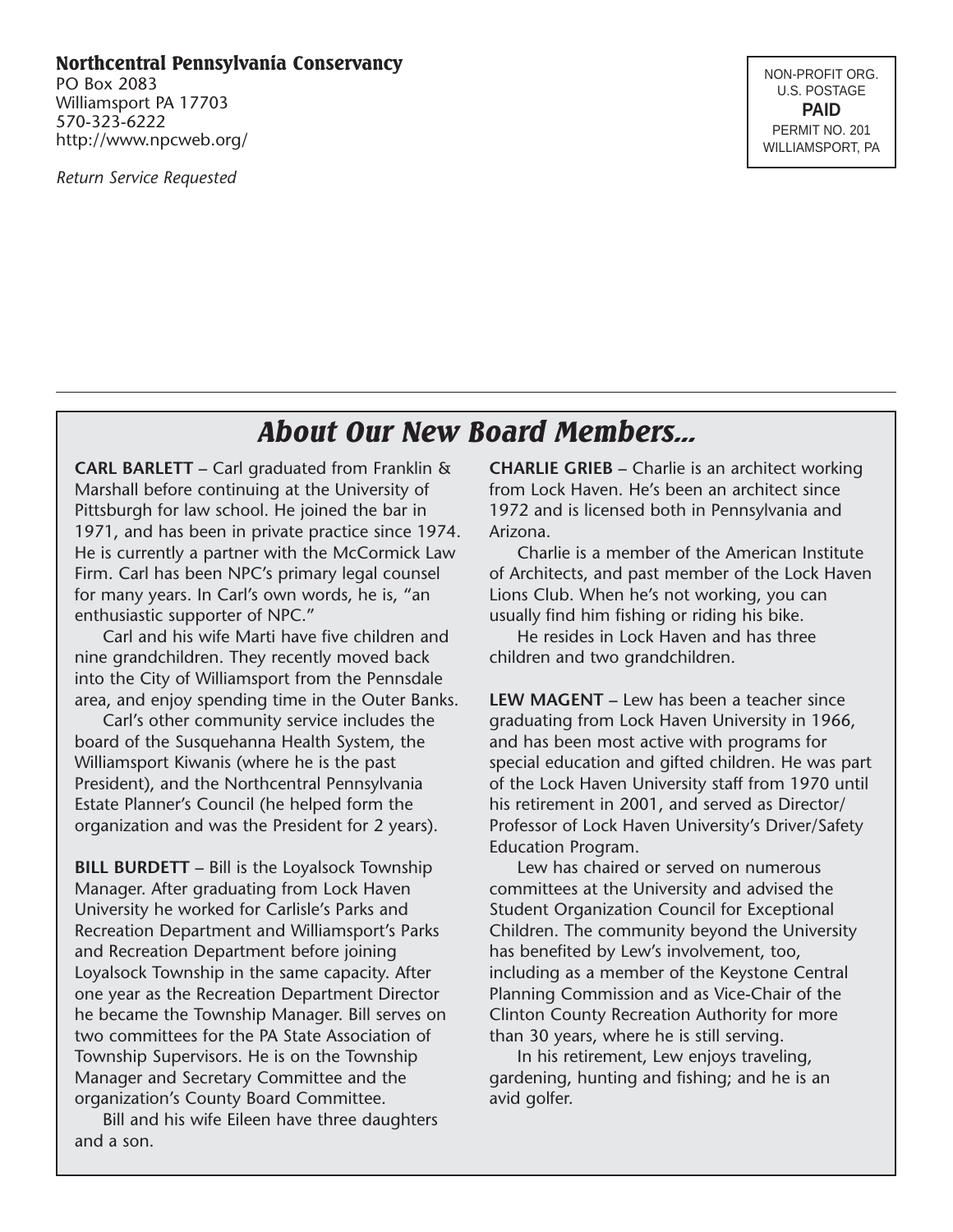**Northcentral Pennsylvania Conservancy**
PO Box 2083
Williamsport PA 17703
570-323-6222
http://www.npcweb.org/

*Return Service Requested*

NON-PROFIT ORG.
U.S. POSTAGE
**PAID**
PERMIT NO. 201
WILLIAMSPORT, PA

# *About Our New Board Members...*

**CARL BARLETT** – Carl graduated from Franklin & Marshall before continuing at the University of Pittsburgh for law school. He joined the bar in 1971, and has been in private practice since 1974. He is currently a partner with the McCormick Law Firm. Carl has been NPC's primary legal counsel for many years. In Carl's own words, he is, "an enthusiastic supporter of NPC."

Carl and his wife Marti have five children and nine grandchildren. They recently moved back into the City of Williamsport from the Pennsdale area, and enjoy spending time in the Outer Banks.

Carl's other community service includes the board of the Susquehanna Health System, the Williamsport Kiwanis (where he is the past President), and the Northcentral Pennsylvania Estate Planner's Council (he helped form the organization and was the President for 2 years).

**BILL BURDETT** – Bill is the Loyalsock Township Manager. After graduating from Lock Haven University he worked for Carlisle's Parks and Recreation Department and Williamsport's Parks and Recreation Department before joining Loyalsock Township in the same capacity. After one year as the Recreation Department Director he became the Township Manager. Bill serves on two committees for the PA State Association of Township Supervisors. He is on the Township Manager and Secretary Committee and the organization's County Board Committee.

Bill and his wife Eileen have three daughters and a son.

**CHARLIE GRIEB** – Charlie is an architect working from Lock Haven. He's been an architect since 1972 and is licensed both in Pennsylvania and Arizona.

Charlie is a member of the American Institute of Architects, and past member of the Lock Haven Lions Club. When he's not working, you can usually find him fishing or riding his bike.

He resides in Lock Haven and has three children and two grandchildren.

**LEW MAGENT** – Lew has been a teacher since graduating from Lock Haven University in 1966, and has been most active with programs for special education and gifted children. He was part of the Lock Haven University staff from 1970 until his retirement in 2001, and served as Director/Professor of Lock Haven University's Driver/Safety Education Program.

Lew has chaired or served on numerous committees at the University and advised the Student Organization Council for Exceptional Children. The community beyond the University has benefited by Lew's involvement, too, including as a member of the Keystone Central Planning Commission and as Vice-Chair of the Clinton County Recreation Authority for more than 30 years, where he is still serving.

In his retirement, Lew enjoys traveling, gardening, hunting and fishing; and he is an avid golfer.